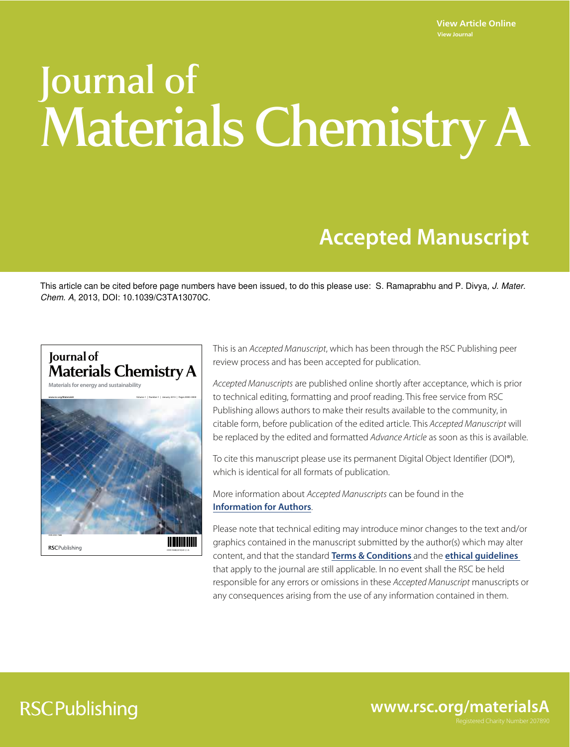View Article Online
View Journal

# Journal of Materials Chemistry A

## Accepted Manuscript

This article can be cited before page numbers have been issued, to do this please use: S. Ramaprabhu and P. Divya, *J. Mater. Chem. A*, 2013, DOI: 10.1039/C3TA13070C.

This is an *Accepted Manuscript*, which has been through the RSC Publishing peer review process and has been accepted for publication.

*Accepted Manuscripts* are published online shortly after acceptance, which is prior to technical editing, formatting and proof reading. This free service from RSC Publishing allows authors to make their results available to the community, in citable form, before publication of the edited article. This *Accepted Manuscript* will be replaced by the edited and formatted *Advance Article* as soon as this is available.

To cite this manuscript please use its permanent Digital Object Identifier (DOI®), which is identical for all formats of publication.

More information about *Accepted Manuscripts* can be found in the **Information for Authors**.

Please note that technical editing may introduce minor changes to the text and/or graphics contained in the manuscript submitted by the author(s) which may alter content, and that the standard **Terms & Conditions** and the **ethical guidelines** that apply to the journal are still applicable. In no event shall the RSC be held responsible for any errors or omissions in these *Accepted Manuscript* manuscripts or any consequences arising from the use of any information contained in them.

RSCPublishing

www.rsc.org/materialsA

Registered Charity Number 207890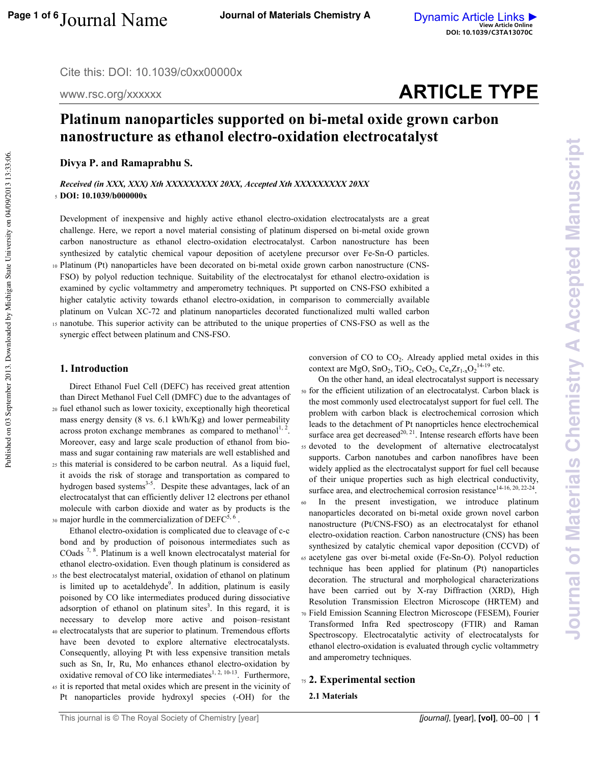# Platinum nanoparticles supported on bi-metal oxide grown carbon nanostructure as ethanol electro-oxidation electrocatalyst

**Divya P. and Ramaprabhu S.**

***Received (in XXX, XXX) Xth XXXXXXXXX 20XX, Accepted Xth XXXXXXXXX 20XX***
**DOI: 10.1039/b000000x**

Development of inexpensive and highly active ethanol electro-oxidation electrocatalysts are a great challenge. Here, we report a novel material consisting of platinum dispersed on bi-metal oxide grown carbon nanostructure as ethanol electro-oxidation electrocatalyst. Carbon nanostructure has been synthesized by catalytic chemical vapour deposition of acetylene precursor over Fe-Sn-O particles. Platinum (Pt) nanoparticles have been decorated on bi-metal oxide grown carbon nanostructure (CNS-FSO) by polyol reduction technique. Suitability of the electrocatalyst for ethanol electro-oxidation is examined by cyclic voltammetry and amperometry techniques. Pt supported on CNS-FSO exhibited a higher catalytic activity towards ethanol electro-oxidation, in comparison to commercially available platinum on Vulcan XC-72 and platinum nanoparticles decorated functionalized multi walled carbon nanotube. This superior activity can be attributed to the unique properties of CNS-FSO as well as the synergic effect between platinum and CNS-FSO.

## 1. Introduction

Direct Ethanol Fuel Cell (DEFC) has received great attention than Direct Methanol Fuel Cell (DMFC) due to the advantages of fuel ethanol such as lower toxicity, exceptionally high theoretical mass energy density (8 vs. 6.1 kWh/Kg) and lower permeability across proton exchange membranes as compared to methanol[1, 2]. Moreover, easy and large scale production of ethanol from bio-mass and sugar containing raw materials are well established and this material is considered to be carbon neutral. As a liquid fuel, it avoids the risk of storage and transportation as compared to hydrogen based systems[3-5]. Despite these advantages, lack of an electrocatalyst that can efficiently deliver 12 electrons per ethanol molecule with carbon dioxide and water as by products is the major hurdle in the commercialization of DEFC[5, 6].

Ethanol electro-oxidation is complicated due to cleavage of c-c bond and by production of poisonous intermediates such as COads [7, 8]. Platinum is a well known electrocatalyst material for ethanol electro-oxidation. Even though platinum is considered as the best electrocatalyst material, oxidation of ethanol on platinum is limited up to acetaldehyde[9]. In addition, platinum is easily poisoned by CO like intermediates produced during dissociative adsorption of ethanol on platinum sites[3]. In this regard, it is necessary to develop more active and poison–resistant electrocatalysts that are superior to platinum. Tremendous efforts have been devoted to explore alternative electrocatalysts. Consequently, alloying Pt with less expensive transition metals such as Sn, Ir, Ru, Mo enhances ethanol electro-oxidation by oxidative removal of CO like intermediates[1, 2, 10-13]. Furthermore, it is reported that metal oxides which are present in the vicinity of Pt nanoparticles provide hydroxyl species (-OH) for the conversion of CO to $CO_2$. Already applied metal oxides in this context are MgO, $SnO_2$, $TiO_2$, $CeO_2$, $Ce_xZr_{1-x}O_2$[14-19] etc.

On the other hand, an ideal electrocatalyst support is necessary for the efficient utilization of an electrocatalyst. Carbon black is the most commonly used electrocatalyst support for fuel cell. The problem with carbon black is electrochemical corrosion which leads to the detachment of Pt nanoprticles hence electrochemical surface area get decreased[20, 21]. Intense research efforts have been devoted to the development of alternative electrocatalyst supports. Carbon nanotubes and carbon nanofibres have been widely applied as the electrocatalyst support for fuel cell because of their unique properties such as high electrical conductivity, surface area, and electrochemical corrosion resistance[14-16, 20, 22-24].

In the present investigation, we introduce platinum nanoparticles decorated on bi-metal oxide grown novel carbon nanostructure (Pt/CNS-FSO) as an electrocatalyst for ethanol electro-oxidation reaction. Carbon nanostructure (CNS) has been synthesized by catalytic chemical vapor deposition (CCVD) of acetylene gas over bi-metal oxide (Fe-Sn-O). Polyol reduction technique has been applied for platinum (Pt) nanoparticles decoration. The structural and morphological characterizations have been carried out by X-ray Diffraction (XRD), High Resolution Transmission Electron Microscope (HRTEM) and Field Emission Scanning Electron Microscope (FESEM), Fourier Transformed Infra Red spectroscopy (FTIR) and Raman Spectroscopy. Electrocatalytic activity of electrocatalysts for ethanol electro-oxidation is evaluated through cyclic voltammetry and amperometry techniques.

## 2. Experimental section

### 2.1 Materials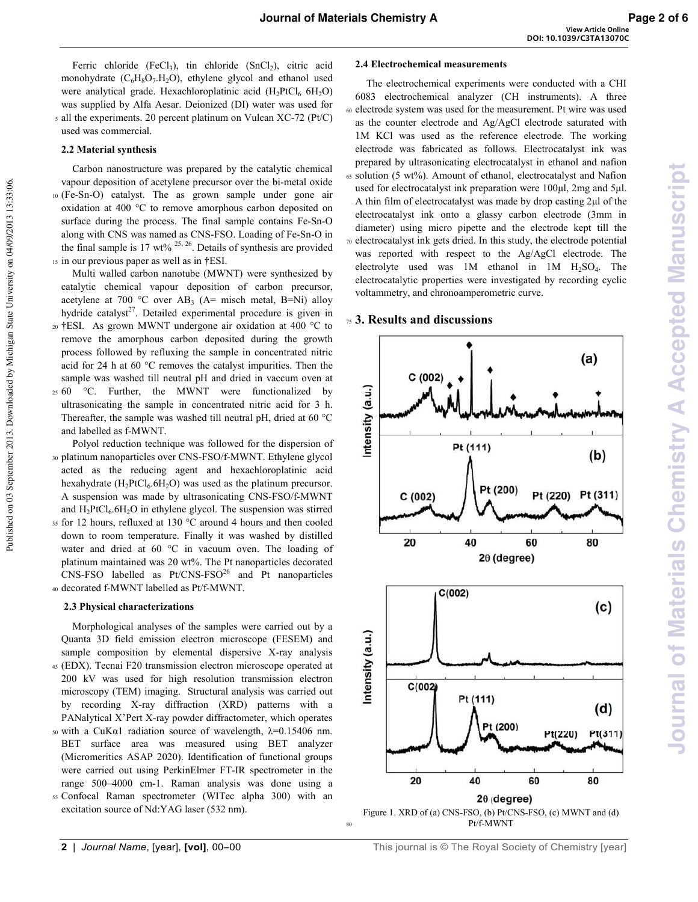Ferric chloride ($FeCl_3$), tin chloride ($SnCl_2$), citric acid monohydrate ($C_6H_8O_7.H_2O$), ethylene glycol and ethanol used were analytical grade. Hexachloroplatinic acid ($H_2PtCl_6$ $6H_2O$) was supplied by Alfa Aesar. Deionized (DI) water was used for all the experiments. 20 percent platinum on Vulcan XC-72 (Pt/C) used was commercial.

### 2.2 Material synthesis

Carbon nanostructure was prepared by the catalytic chemical vapour deposition of acetylene precursor over the bi-metal oxide (Fe-Sn-O) catalyst. The as grown sample under gone air oxidation at 400 °C to remove amorphous carbon deposited on surface during the process. The final sample contains Fe-Sn-O along with CNS was named as CNS-FSO. Loading of Fe-Sn-O in the final sample is 17 wt% [25, 26]. Details of synthesis are provided in our previous paper as well as in †ESI.

Multi walled carbon nanotube (MWNT) were synthesized by catalytic chemical vapour deposition of carbon precursor, acetylene at 700 °C over $AB_3$ (A= misch metal, B=Ni) alloy hydride catalyst[27]. Detailed experimental procedure is given in †ESI. As grown MWNT undergone air oxidation at 400 °C to remove the amorphous carbon deposited during the growth process followed by refluxing the sample in concentrated nitric acid for 24 h at 60 °C removes the catalyst impurities. Then the sample was washed till neutral pH and dried in vaccum oven at 60 °C. Further, the MWNT were functionalized by ultrasonicating the sample in concentrated nitric acid for 3 h. Thereafter, the sample was washed till neutral pH, dried at 60 °C and labelled as f-MWNT.

Polyol reduction technique was followed for the dispersion of platinum nanoparticles over CNS-FSO/f-MWNT. Ethylene glycol acted as the reducing agent and hexachloroplatinic acid hexahydrate ($H_2PtCl_6.6H_2O$) was used as the platinum precursor. A suspension was made by ultrasonicating CNS-FSO/f-MWNT and $H_2PtCl_6.6H_2O$ in ethylene glycol. The suspension was stirred for 12 hours, refluxed at 130 °C around 4 hours and then cooled down to room temperature. Finally it was washed by distilled water and dried at 60 °C in vacuum oven. The loading of platinum maintained was 20 wt%. The Pt nanoparticles decorated CNS-FSO labelled as Pt/CNS-FSO[26] and Pt nanoparticles decorated f-MWNT labelled as Pt/f-MWNT.

### 2.3 Physical characterizations

Morphological analyses of the samples were carried out by a Quanta 3D field emission electron microscope (FESEM) and sample composition by elemental dispersive X-ray analysis (EDX). Tecnai F20 transmission electron microscope operated at 200 kV was used for high resolution transmission electron microscopy (TEM) imaging. Structural analysis was carried out by recording X-ray diffraction (XRD) patterns with a PANalytical X'Pert X-ray powder diffractometer, which operates with a CuKα1 radiation source of wavelength, λ=0.15406 nm. BET surface area was measured using BET analyzer (Micromeritics ASAP 2020). Identification of functional groups were carried out using PerkinElmer FT-IR spectrometer in the range 500–4000 cm-1. Raman analysis was done using a Confocal Raman spectrometer (WITec alpha 300) with an excitation source of Nd:YAG laser (532 nm).

### 2.4 Electrochemical measurements

The electrochemical experiments were conducted with a CHI 6083 electrochemical analyzer (CH instruments). A three electrode system was used for the measurement. Pt wire was used as the counter electrode and Ag/AgCl electrode saturated with 1M KCl was used as the reference electrode. The working electrode was fabricated as follows. Electrocatalyst ink was prepared by ultrasonicating electrocatalyst in ethanol and nafion solution (5 wt%). Amount of ethanol, electrocatalyst and Nafion used for electrocatalyst ink preparation were 100μl, 2mg and 5μl. A thin film of electrocatalyst was made by drop casting 2μl of the electrocatalyst ink onto a glassy carbon electrode (3mm in diameter) using micro pipette and the electrode kept till the electrocatalyst ink gets dried. In this study, the electrode potential was reported with respect to the Ag/AgCl electrode. The electrolyte used was 1M ethanol in 1M $H_2SO_4$. The electrocatalytic properties were investigated by recording cyclic voltammetry, and chronoamperometric curve.

## 3. Results and discussions

Intensity (a.u.)
(a)
C (002)
(b)
Pt (111)
C (002)
Pt (200)
Pt (220)
Pt (311)
20
40
60
80
2θ (degree)

Intensity (a.u.)
(c)
C(002)
(d)
C(002)
Pt (111)
Pt (200)
Pt(220)
Pt(311)
20
40
60
80
2θ (degree)

Figure 1. XRD of (a) CNS-FSO, (b) Pt/CNS-FSO, (c) MWNT and (d) Pt/f-MWNT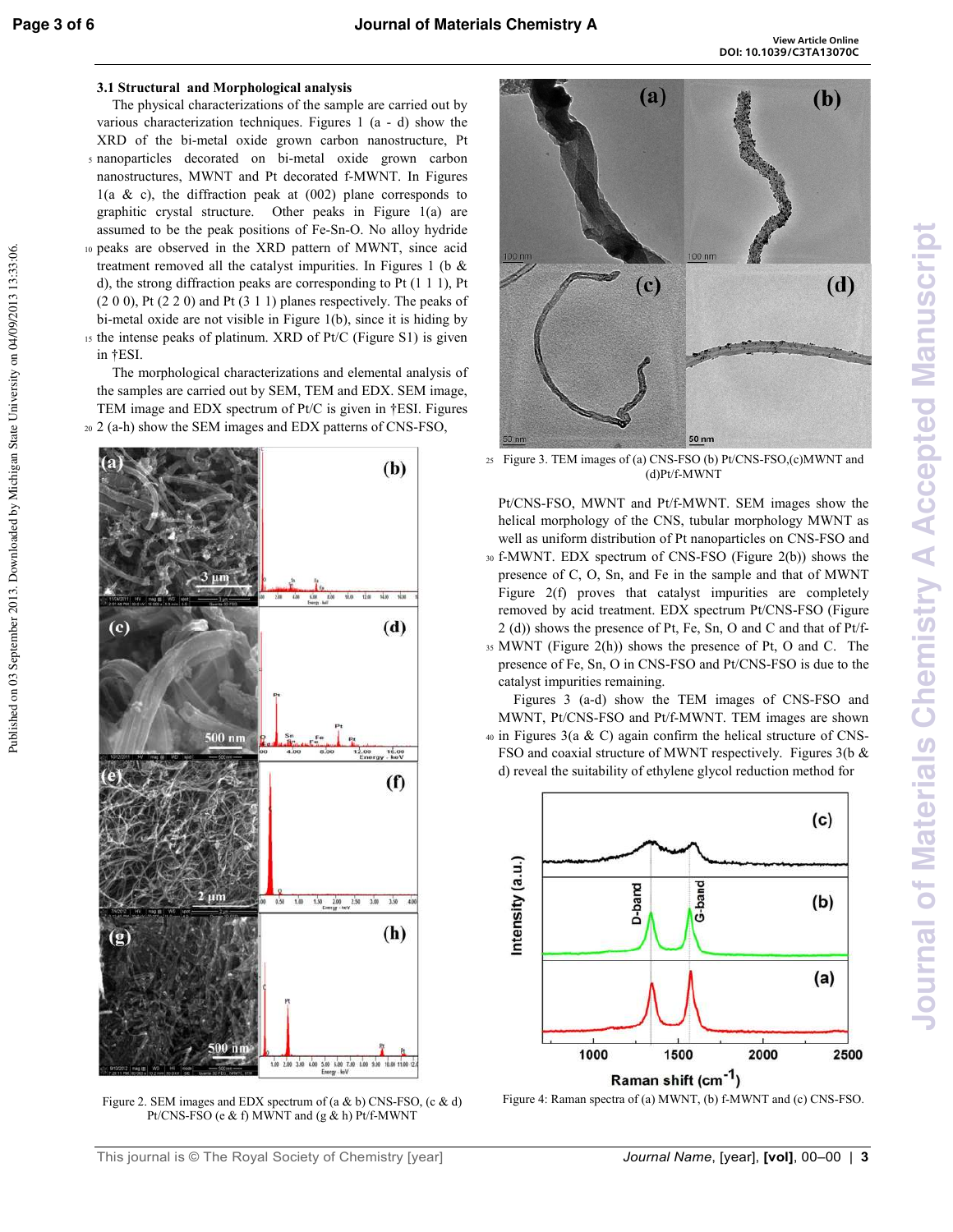### 3.1 Structural and Morphological analysis

The physical characterizations of the sample are carried out by various characterization techniques. Figures 1 (a - d) show the XRD of the bi-metal oxide grown carbon nanostructure, Pt nanoparticles decorated on bi-metal oxide grown carbon nanostructures, MWNT and Pt decorated f-MWNT. In Figures 1(a & c), the diffraction peak at (002) plane corresponds to graphitic crystal structure. Other peaks in Figure 1(a) are assumed to be the peak positions of Fe-Sn-O. No alloy hydride peaks are observed in the XRD pattern of MWNT, since acid treatment removed all the catalyst impurities. In Figures 1 (b & d), the strong diffraction peaks are corresponding to Pt (1 1 1), Pt (2 0 0), Pt (2 2 0) and Pt (3 1 1) planes respectively. The peaks of bi-metal oxide are not visible in Figure 1(b), since it is hiding by the intense peaks of platinum. XRD of Pt/C (Figure S1) is given in †ESI.

The morphological characterizations and elemental analysis of the samples are carried out by SEM, TEM and EDX. SEM image, TEM image and EDX spectrum of Pt/C is given in †ESI. Figures 2 (a-h) show the SEM images and EDX patterns of CNS-FSO,

Figure 2. SEM images and EDX spectrum of (a & b) CNS-FSO, (c & d) Pt/CNS-FSO (e & f) MWNT and (g & h) Pt/f-MWNT

Figure 3. TEM images of (a) CNS-FSO (b) Pt/CNS-FSO,(c)MWNT and (d)Pt/f-MWNT

Pt/CNS-FSO, MWNT and Pt/f-MWNT. SEM images show the helical morphology of the CNS, tubular morphology MWNT as well as uniform distribution of Pt nanoparticles on CNS-FSO and f-MWNT. EDX spectrum of CNS-FSO (Figure 2(b)) shows the presence of C, O, Sn, and Fe in the sample and that of MWNT Figure 2(f) proves that catalyst impurities are completely removed by acid treatment. EDX spectrum Pt/CNS-FSO (Figure 2 (d)) shows the presence of Pt, Fe, Sn, O and C and that of Pt/f-MWNT (Figure 2(h)) shows the presence of Pt, O and C. The presence of Fe, Sn, O in CNS-FSO and Pt/CNS-FSO is due to the catalyst impurities remaining.

Figures 3 (a-d) show the TEM images of CNS-FSO and MWNT, Pt/CNS-FSO and Pt/f-MWNT. TEM images are shown in Figures 3(a & C) again confirm the helical structure of CNS-FSO and coaxial structure of MWNT respectively. Figures 3(b & d) reveal the suitability of ethylene glycol reduction method for

Figure 4: Raman spectra of (a) MWNT, (b) f-MWNT and (c) CNS-FSO.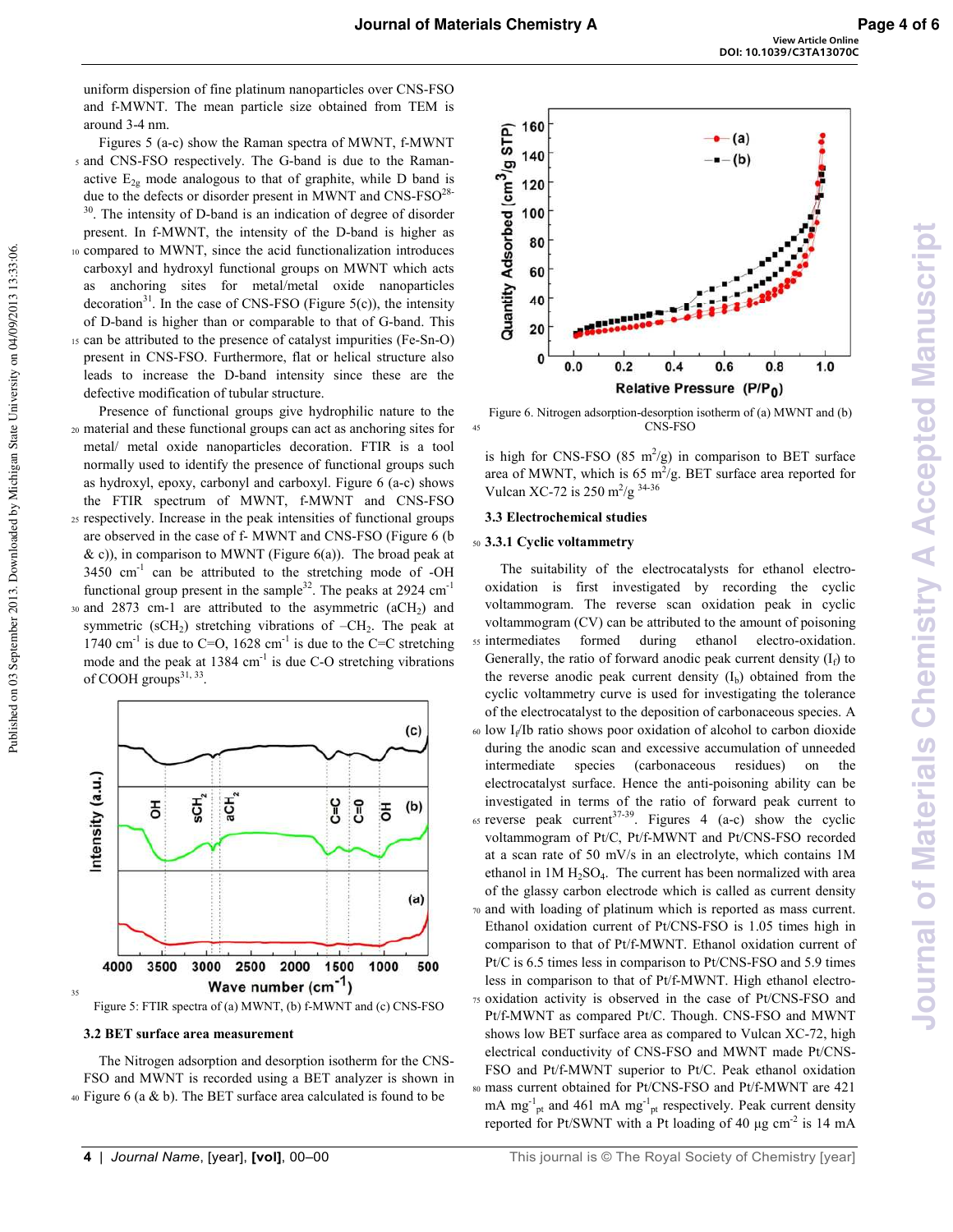uniform dispersion of fine platinum nanoparticles over CNS-FSO and f-MWNT. The mean particle size obtained from TEM is around 3-4 nm.

Figures 5 (a-c) show the Raman spectra of MWNT, f-MWNT and CNS-FSO respectively. The G-band is due to the Raman-active $E_{2g}$ mode analogous to that of graphite, while D band is due to the defects or disorder present in MWNT and CNS-FSO[28-30]. The intensity of D-band is an indication of degree of disorder present. In f-MWNT, the intensity of the D-band is higher as compared to MWNT, since the acid functionalization introduces carboxyl and hydroxyl functional groups on MWNT which acts as anchoring sites for metal/metal oxide nanoparticles decoration[31]. In the case of CNS-FSO (Figure 5(c)), the intensity of D-band is higher than or comparable to that of G-band. This can be attributed to the presence of catalyst impurities (Fe-Sn-O) present in CNS-FSO. Furthermore, flat or helical structure also leads to increase the D-band intensity since these are the defective modification of tubular structure.

Presence of functional groups give hydrophilic nature to the material and these functional groups can act as anchoring sites for metal/ metal oxide nanoparticles decoration. FTIR is a tool normally used to identify the presence of functional groups such as hydroxyl, epoxy, carbonyl and carboxyl. Figure 6 (a-c) shows the FTIR spectrum of MWNT, f-MWNT and CNS-FSO respectively. Increase in the peak intensities of functional groups are observed in the case of f- MWNT and CNS-FSO (Figure 6 (b & c)), in comparison to MWNT (Figure 6(a)). The broad peak at 3450 $cm^{-1}$ can be attributed to the stretching mode of -OH functional group present in the sample[32]. The peaks at 2924 $cm^{-1}$ and 2873 cm-1 are attributed to the asymmetric ($aCH_2$) and symmetric ($sCH_2$) stretching vibrations of $-CH_2$. The peak at 1740 $cm^{-1}$ is due to C=O, 1628 $cm^{-1}$ is due to the C=C stretching mode and the peak at 1384 $cm^{-1}$ is due C-O stretching vibrations of COOH groups[31, 33].

Intensity (a.u.)
(c)
(b)
(a)
OH
sCH2
aCH2
C=C
C=0
OH
4000 3500 3000 2500 2000 1500 1000 500
Wave number ($cm^{-1}$)

Figure 5: FTIR spectra of (a) MWNT, (b) f-MWNT and (c) CNS-FSO

### 3.2 BET surface area measurement

The Nitrogen adsorption and desorption isotherm for the CNS-FSO and MWNT is recorded using a BET analyzer is shown in Figure 6 (a & b). The BET surface area calculated is found to be is high for CNS-FSO (85 $m^2$/g) in comparison to BET surface area of MWNT, which is 65 $m^2$/g. BET surface area reported for Vulcan XC-72 is 250 $m^2$/g [34-36]

Quantity Adsorbed ($cm^3$/g STP)
160
140
120
100
80
60
40
20
0
(a)
(b)
0.0 0.2 0.4 0.6 0.8 1.0
Relative Pressure ($P/P_0$)

Figure 6. Nitrogen adsorption-desorption isotherm of (a) MWNT and (b) CNS-FSO

### 3.3 Electrochemical studies

#### 3.3.1 Cyclic voltammetry

The suitability of the electrocatalysts for ethanol electro-oxidation is first investigated by recording the cyclic voltammogram. The reverse scan oxidation peak in cyclic voltammogram (CV) can be attributed to the amount of poisoning intermediates formed during ethanol electro-oxidation. Generally, the ratio of forward anodic peak current density ($I_f$) to the reverse anodic peak current density ($I_b$) obtained from the cyclic voltammetry curve is used for investigating the tolerance of the electrocatalyst to the deposition of carbonaceous species. A low $I_f$/Ib ratio shows poor oxidation of alcohol to carbon dioxide during the anodic scan and excessive accumulation of unneeded intermediate species (carbonaceous residues) on the electrocatalyst surface. Hence the anti-poisoning ability can be investigated in terms of the ratio of forward peak current to reverse peak current[37-39]. Figures 4 (a-c) show the cyclic voltammogram of Pt/C, Pt/f-MWNT and Pt/CNS-FSO recorded at a scan rate of 50 mV/s in an electrolyte, which contains 1M ethanol in 1M $H_2SO_4$. The current has been normalized with area of the glassy carbon electrode which is called as current density and with loading of platinum which is reported as mass current. Ethanol oxidation current of Pt/CNS-FSO is 1.05 times high in comparison to that of Pt/f-MWNT. Ethanol oxidation current of Pt/C is 6.5 times less in comparison to Pt/CNS-FSO and 5.9 times less in comparison to that of Pt/f-MWNT. High ethanol electro-oxidation activity is observed in the case of Pt/CNS-FSO and Pt/f-MWNT as compared Pt/C. Though. CNS-FSO and MWNT shows low BET surface area as compared to Vulcan XC-72, high electrical conductivity of CNS-FSO and MWNT made Pt/CNS-FSO and Pt/f-MWNT superior to Pt/C. Peak ethanol oxidation mass current obtained for Pt/CNS-FSO and Pt/f-MWNT are 421 mA $mg^{-1}_{pt}$ and 461 mA $mg^{-1}_{pt}$ respectively. Peak current density reported for Pt/SWNT with a Pt loading of 40 μg $cm^{-2}$ is 14 mA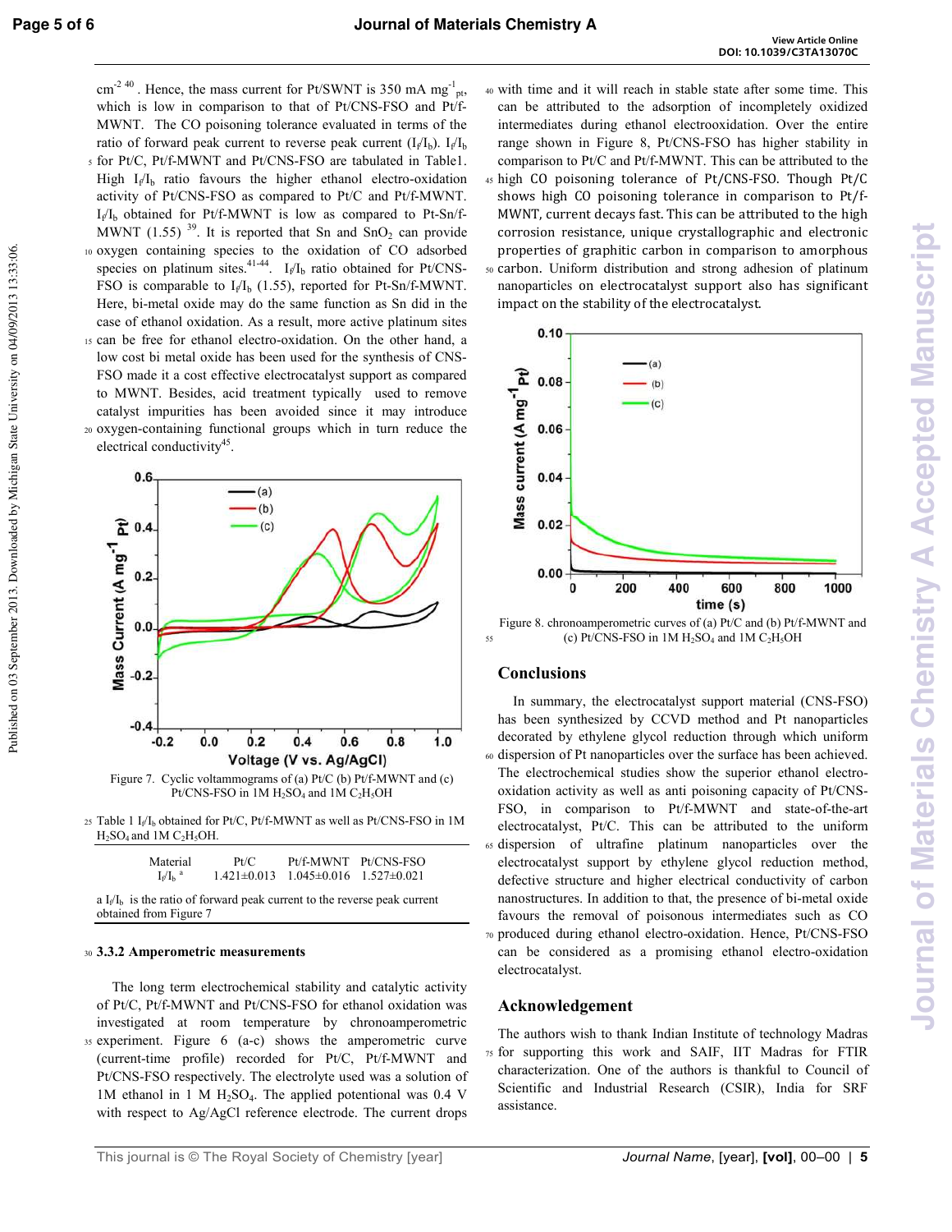cm$^{-2}$ [40]. Hence, the mass current for Pt/SWNT is 350 mA $mg^{-1}_{pt}$, which is low in comparison to that of Pt/CNS-FSO and Pt/f-MWNT. The CO poisoning tolerance evaluated in terms of the ratio of forward peak current to reverse peak current ($I_f/I_b$). $I_f/I_b$ for Pt/C, Pt/f-MWNT and Pt/CNS-FSO are tabulated in Table1. High $I_f/I_b$ ratio favours the higher ethanol electro-oxidation activity of Pt/CNS-FSO as compared to Pt/C and Pt/f-MWNT. $I_f/I_b$ obtained for Pt/f-MWNT is low as compared to Pt-Sn/f-MWNT (1.55) [39]. It is reported that Sn and $SnO_2$ can provide oxygen containing species to the oxidation of CO adsorbed species on platinum sites.[41-44]. $I_f/I_b$ ratio obtained for Pt/CNS-FSO is comparable to $I_f/I_b$ (1.55), reported for Pt-Sn/f-MWNT. Here, bi-metal oxide may do the same function as Sn did in the case of ethanol oxidation. As a result, more active platinum sites can be free for ethanol electro-oxidation. On the other hand, a low cost bi metal oxide has been used for the synthesis of CNS-FSO made it a cost effective electrocatalyst support as compared to MWNT. Besides, acid treatment typically used to remove catalyst impurities has been avoided since it may introduce oxygen-containing functional groups which in turn reduce the electrical conductivity[45].

Mass Current (A mg$^{-1}$ Pt)
Voltage (V vs. Ag/AgCl)
(a)
(b)
(c)
0.6
0.4
0.2
0.0
-0.2
-0.4
-0.2
0.0
0.2
0.4
0.6
0.8
1.0

Figure 7. Cyclic voltammograms of (a) Pt/C (b) Pt/f-MWNT and (c) Pt/CNS-FSO in 1M $H_2SO_4$ and 1M $C_2H_5OH$

Table 1 $I_f/I_b$ obtained for Pt/C, Pt/f-MWNT as well as Pt/CNS-FSO in 1M $H_2SO_4$ and 1M $C_2H_5OH$.

| Material | Pt/C | Pt/f-MWNT | Pt/CNS-FSO |
|---|---|---|---|
| $I_f/I_b$ [a] | 1.421±0.013 | 1.045±0.016 | 1.527±0.021 |

a $I_f/I_b$ is the ratio of forward peak current to the reverse peak current obtained from Figure 7

### 3.3.2 Amperometric measurements

The long term electrochemical stability and catalytic activity of Pt/C, Pt/f-MWNT and Pt/CNS-FSO for ethanol oxidation was investigated at room temperature by chronoamperometric experiment. Figure 6 (a-c) shows the amperometric curve (current-time profile) recorded for Pt/C, Pt/f-MWNT and Pt/CNS-FSO respectively. The electrolyte used was a solution of 1M ethanol in 1 M $H_2SO_4$. The applied potential was 0.4 V with respect to Ag/AgCl reference electrode. The current drops with time and it will reach in stable state after some time. This can be attributed to the adsorption of incompletely oxidized intermediates during ethanol electrooxidation. Over the entire range shown in Figure 8, Pt/CNS-FSO has higher stability in comparison to Pt/C and Pt/f-MWNT. This can be attributed to the high CO poisoning tolerance of Pt/CNS-FSO. Though Pt/C shows high CO poisoning tolerance in comparison to Pt/f-MWNT, current decays fast. This can be attributed to the high corrosion resistance, unique crystallographic and electronic properties of graphitic carbon in comparison to amorphous carbon. Uniform distribution and strong adhesion of platinum nanoparticles on electrocatalyst support also has significant impact on the stability of the electrocatalyst.

Mass current (A mg$^{-1}$ Pt)
time (s)
(a)
(b)
(c)
0.10
0.08
0.06
0.04
0.02
0.00
0
200
400
600
800
1000

Figure 8. chronoamperometric curves of (a) Pt/C and (b) Pt/f-MWNT and (c) Pt/CNS-FSO in 1M $H_2SO_4$ and 1M $C_2H_5OH$

## Conclusions

In summary, the electrocatalyst support material (CNS-FSO) has been synthesized by CCVD method and Pt nanoparticles decorated by ethylene glycol reduction through which uniform dispersion of Pt nanoparticles over the surface has been achieved. The electrochemical studies show the superior ethanol electro-oxidation activity as well as anti poisoning capacity of Pt/CNS-FSO, in comparison to Pt/f-MWNT and state-of-the-art electrocatalyst, Pt/C. This can be attributed to the uniform dispersion of ultrafine platinum nanoparticles over the electrocatalyst support by ethylene glycol reduction method, defective structure and higher electrical conductivity of carbon nanostructures. In addition to that, the presence of bi-metal oxide favours the removal of poisonous intermediates such as CO produced during ethanol electro-oxidation. Hence, Pt/CNS-FSO can be considered as a promising ethanol electro-oxidation electrocatalyst.

## Acknowledgement

The authors wish to thank Indian Institute of technology Madras for supporting this work and SAIF, IIT Madras for FTIR characterization. One of the authors is thankful to Council of Scientific and Industrial Research (CSIR), India for SRF assistance.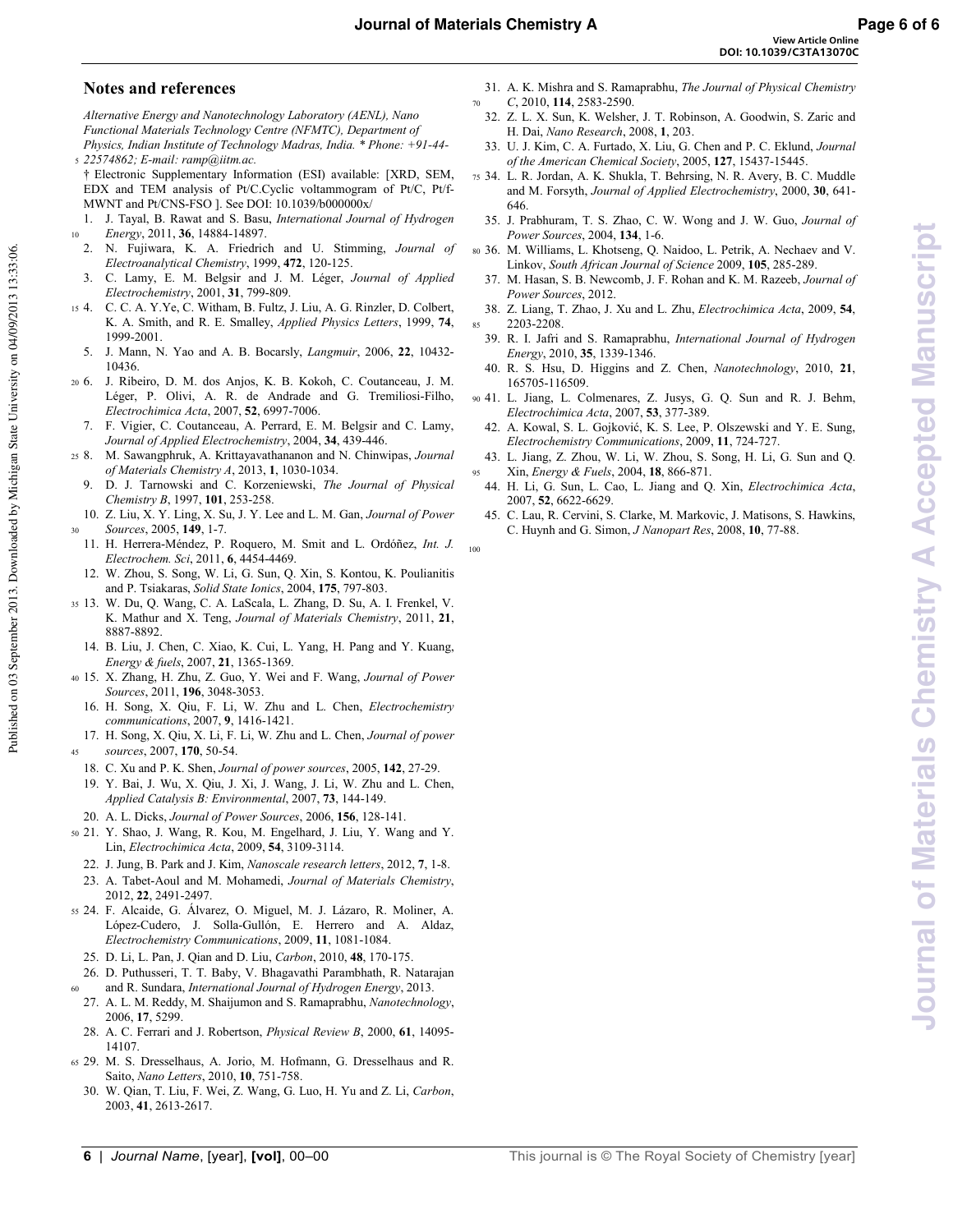## Notes and references

*Alternative Energy and Nanotechnology Laboratory (AENL), Nano Functional Materials Technology Centre (NFMTC), Department of Physics, Indian Institute of Technology Madras, India. * Phone: +91-44-22574862; E-mail: ramp@iitm.ac.*

† Electronic Supplementary Information (ESI) available: [XRD, SEM, EDX and TEM analysis of Pt/C, Pt/f-MWNT and Pt/CNS-FSO. Cyclic voltammogram of Pt/C,Pt/f-MWNT and Pt/CNS-FSO ]. See DOI: 10.1039/b000000x/

1. J. Tayal, B. Rawat and S. Basu, *International Journal of Hydrogen Energy*, 2011, **36**, 14884-14897.
2. N. Fujiwara, K. A. Friedrich and U. Stimming, *Journal of Electroanalytical Chemistry*, 1999, **472**, 120-125.
3. C. Lamy, E. M. Belgsir and J. M. Léger, *Journal of Applied Electrochemistry*, 2001, **31**, 799-809.
4. C. C. A. Y.Ye, C. Witham, B. Fultz, J. Liu, A. G. Rinzler, D. Colbert, K. A. Smith, and R. E. Smalley, *Applied Physics Letters*, 1999, **74**, 1999-2001.
5. J. Mann, N. Yao and A. B. Bocarsly, *Langmuir*, 2006, **22**, 10432-10436.
6. J. Ribeiro, D. M. dos Anjos, K. B. Kokoh, C. Coutanceau, J. M. Léger, P. Olivi, A. R. de Andrade and G. Tremiliosi-Filho, *Electrochimica Acta*, 2007, **52**, 6997-7006.
7. F. Vigier, C. Coutanceau, A. Perrard, E. M. Belgsir and C. Lamy, *Journal of Applied Electrochemistry*, 2004, **34**, 439-446.
8. M. Sawangphruk, A. Krittayavathananon and N. Chinwipas, *Journal of Materials Chemistry A*, 2013, **1**, 1030-1034.
9. D. J. Tarnowski and C. Korzeniewski, *The Journal of Physical Chemistry B*, 1997, **101**, 253-258.
10. Z. Liu, X. Y. Ling, X. Su, J. Y. Lee and L. M. Gan, *Journal of Power Sources*, 2005, **149**, 1-7.
11. H. Herrera-Méndez, P. Roquero, M. Smit and L. Ordóñez, *Int. J. Electrochem. Sci*, 2011, **6**, 4454-4469.
12. W. Zhou, S. Song, W. Li, G. Sun, Q. Xin, S. Kontou, K. Poulianitis and P. Tsiakaras, *Solid State Ionics*, 2004, **175**, 797-803.
13. W. Du, Q. Wang, C. A. LaScala, L. Zhang, D. Su, A. I. Frenkel, V. K. Mathur and X. Teng, *Journal of Materials Chemistry*, 2011, **21**, 8887-8892.
14. B. Liu, J. Chen, C. Xiao, K. Cui, L. Yang, H. Pang and Y. Kuang, *Energy & fuels*, 2007, **21**, 1365-1369.
15. X. Zhang, H. Zhu, Z. Guo, Y. Wei and F. Wang, *Journal of Power Sources*, 2011, **196**, 3048-3053.
16. H. Song, X. Qiu, F. Li, W. Zhu and L. Chen, *Electrochemistry communications*, 2007, **9**, 1416-1421.
17. H. Song, X. Qiu, X. Li, F. Li, W. Zhu and L. Chen, *Journal of power sources*, 2007, **170**, 50-54.
18. C. Xu and P. K. Shen, *Journal of power sources*, 2005, **142**, 27-29.
19. Y. Bai, J. Wu, X. Qiu, J. Xi, J. Wang, J. Li, W. Zhu and L. Chen, *Applied Catalysis B: Environmental*, 2007, **73**, 144-149.
20. A. L. Dicks, *Journal of Power Sources*, 2006, **156**, 128-141.
21. Y. Shao, J. Wang, R. Kou, M. Engelhard, J. Liu, Y. Wang and Y. Lin, *Electrochimica Acta*, 2009, **54**, 3109-3114.
22. J. Jung, B. Park and J. Kim, *Nanoscale research letters*, 2012, **7**, 1-8.
23. A. Tabet-Aoul and M. Mohamedi, *Journal of Materials Chemistry*, 2012, **22**, 2491-2497.
24. F. Alcaide, G. Álvarez, O. Miguel, M. J. Lázaro, R. Moliner, A. López-Cudero, J. Solla-Gullón, E. Herrero and A. Aldaz, *Electrochemistry Communications*, 2009, **11**, 1081-1084.
25. D. Li, L. Pan, J. Qian and D. Liu, *Carbon*, 2010, **48**, 170-175.
26. D. Puthusseri, T. T. Baby, V. Bhagavathi Parambhath, R. Natarajan and R. Sundara, *International Journal of Hydrogen Energy*, 2013.
27. A. L. M. Reddy, M. Shaijumon and S. Ramaprabhu, *Nanotechnology*, 2006, **17**, 5299.
28. A. C. Ferrari and J. Robertson, *Physical Review B*, 2000, **61**, 14095-14107.
29. M. S. Dresselhaus, A. Jorio, M. Hofmann, G. Dresselhaus and R. Saito, *Nano Letters*, 2010, **10**, 751-758.
30. W. Qian, T. Liu, F. Wei, Z. Wang, G. Luo, H. Yu and Z. Li, *Carbon*, 2003, **41**, 2613-2617.
31. A. K. Mishra and S. Ramaprabhu, *The Journal of Physical Chemistry C*, 2010, **114**, 2583-2590.
32. Z. L. X. Sun, K. Welsher, J. T. Robinson, A. Goodwin, S. Zaric and H. Dai, *Nano Research*, 2008, **1**, 203.
33. U. J. Kim, C. A. Furtado, X. Liu, G. Chen and P. C. Eklund, *Journal of the American Chemical Society*, 2005, **127**, 15437-15445.
34. L. R. Jordan, A. K. Shukla, T. Behrsing, N. R. Avery, B. C. Muddle and M. Forsyth, *Journal of Applied Electrochemistry*, 2000, **30**, 641-646.
35. J. Prabhuram, T. S. Zhao, C. W. Wong and J. W. Guo, *Journal of Power Sources*, 2004, **134**, 1-6.
36. M. Williams, L. Khotseng, Q. Naidoo, L. Petrik, A. Nechaev and V. Linkov, *South African Journal of Science* 2009, **105**, 285-289.
37. M. Hasan, S. B. Newcomb, J. F. Rohan and K. M. Razeeb, *Journal of Power Sources*, 2012.
38. Z. Liang, T. Zhao, J. Xu and L. Zhu, *Electrochimica Acta*, 2009, **54**, 2203-2208.
39. R. I. Jafri and S. Ramaprabhu, *International Journal of Hydrogen Energy*, 2010, **35**, 1339-1346.
40. R. S. Hsu, D. Higgins and Z. Chen, *Nanotechnology*, 2010, **21**, 165705-116509.
41. L. Jiang, L. Colmenares, Z. Jusys, G. Q. Sun and R. J. Behm, *Electrochimica Acta*, 2007, **53**, 377-389.
42. A. Kowal, S. L. Gojković, K. S. Lee, P. Olszewski and Y. E. Sung, *Electrochemistry Communications*, 2009, **11**, 724-727.
43. L. Jiang, Z. Zhou, W. Li, W. Zhou, S. Song, H. Li, G. Sun and Q. Xin, *Energy & Fuels*, 2004, **18**, 866-871.
44. H. Li, G. Sun, L. Cao, L. Jiang and Q. Xin, *Electrochimica Acta*, 2007, **52**, 6622-6629.
45. C. Lau, R. Cervini, S. Clarke, M. Markovic, J. Matisons, S. Hawkins, C. Huynh and G. Simon, *J Nanopart Res*, 2008, **10**, 77-88.